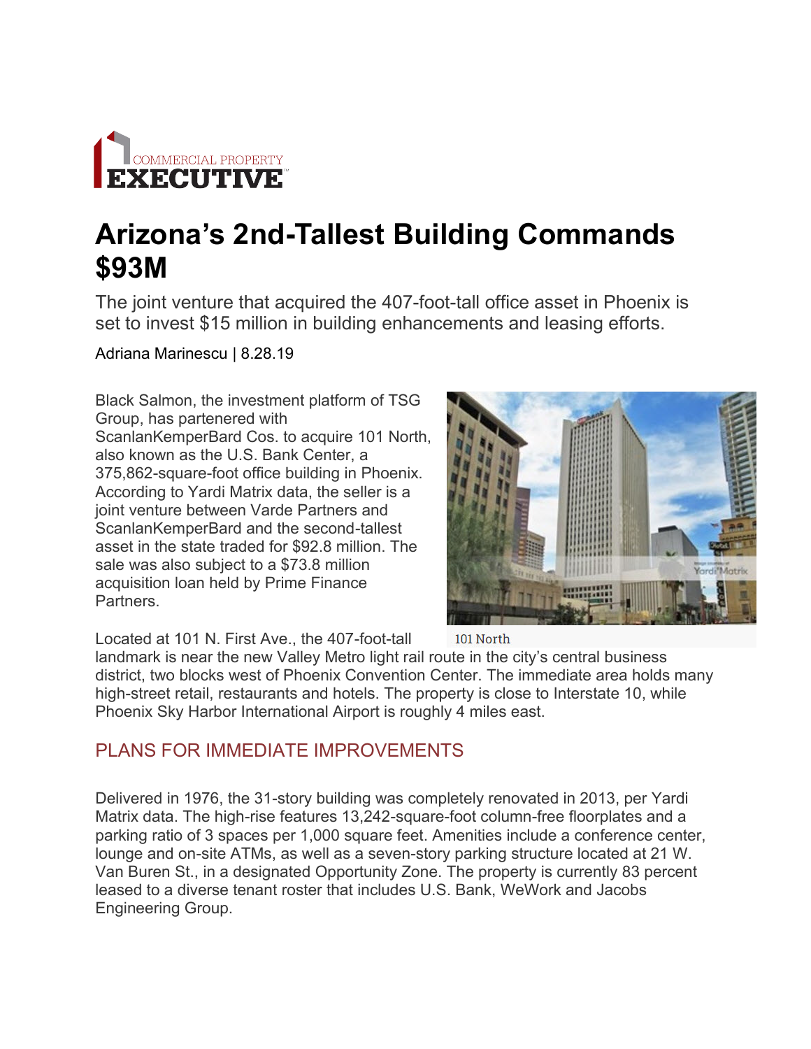COMMERCIAL PROPERTY
EXECUTIVE

# Arizona's 2nd-Tallest Building Commands $93M

The joint venture that acquired the 407-foot-tall office asset in Phoenix is set to invest $15 million in building enhancements and leasing efforts.

Adriana Marinescu | 8.28.19

Black Salmon, the investment platform of TSG Group, has partenered with ScanlanKemperBard Cos. to acquire 101 North, also known as the U.S. Bank Center, a 375,862-square-foot office building in Phoenix. According to Yardi Matrix data, the seller is a joint venture between Varde Partners and ScanlanKemperBard and the second-tallest asset in the state traded for $92.8 million. The sale was also subject to a $73.8 million acquisition loan held by Prime Finance Partners.

101 North

Located at 101 N. First Ave., the 407-foot-tall landmark is near the new Valley Metro light rail route in the city's central business district, two blocks west of Phoenix Convention Center. The immediate area holds many high-street retail, restaurants and hotels. The property is close to Interstate 10, while Phoenix Sky Harbor International Airport is roughly 4 miles east.

## PLANS FOR IMMEDIATE IMPROVEMENTS

Delivered in 1976, the 31-story building was completely renovated in 2013, per Yardi Matrix data. The high-rise features 13,242-square-foot column-free floorplates and a parking ratio of 3 spaces per 1,000 square feet. Amenities include a conference center, lounge and on-site ATMs, as well as a seven-story parking structure located at 21 W. Van Buren St., in a designated Opportunity Zone. The property is currently 83 percent leased to a diverse tenant roster that includes U.S. Bank, WeWork and Jacobs Engineering Group.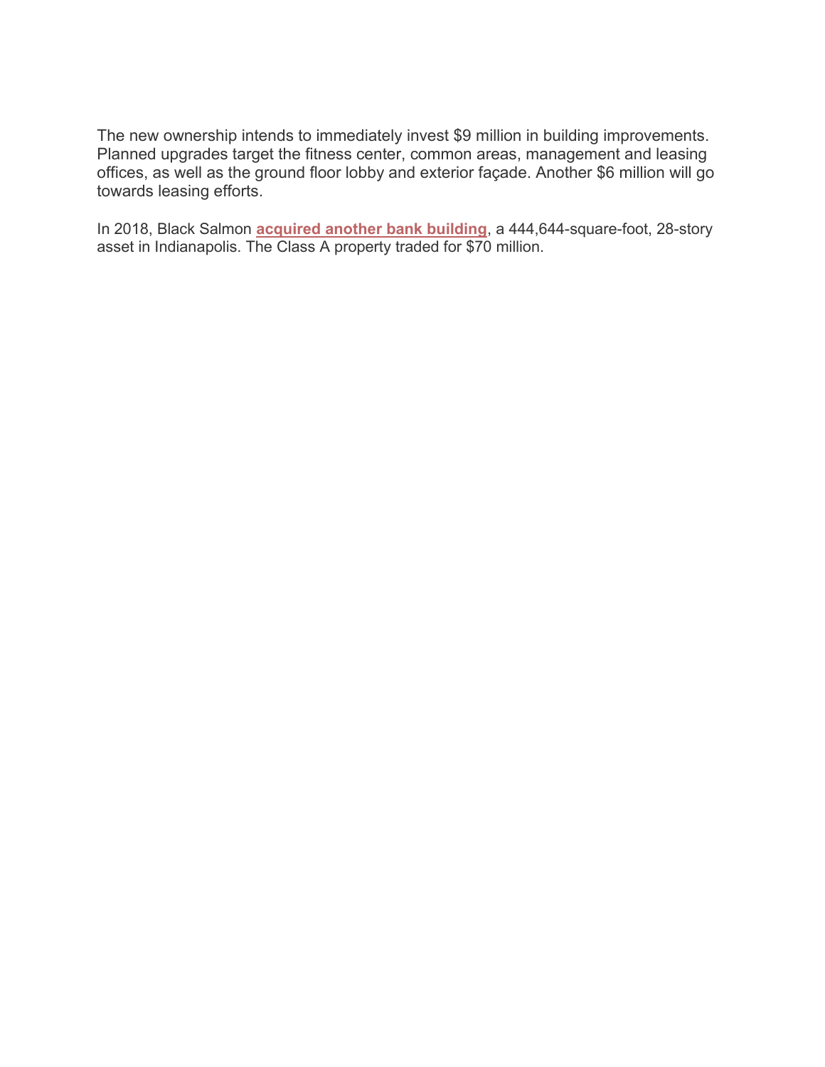The new ownership intends to immediately invest $9 million in building improvements. Planned upgrades target the fitness center, common areas, management and leasing offices, as well as the ground floor lobby and exterior façade. Another $6 million will go towards leasing efforts.

In 2018, Black Salmon **acquired another bank building**, a 444,644-square-foot, 28-story asset in Indianapolis. The Class A property traded for $70 million.